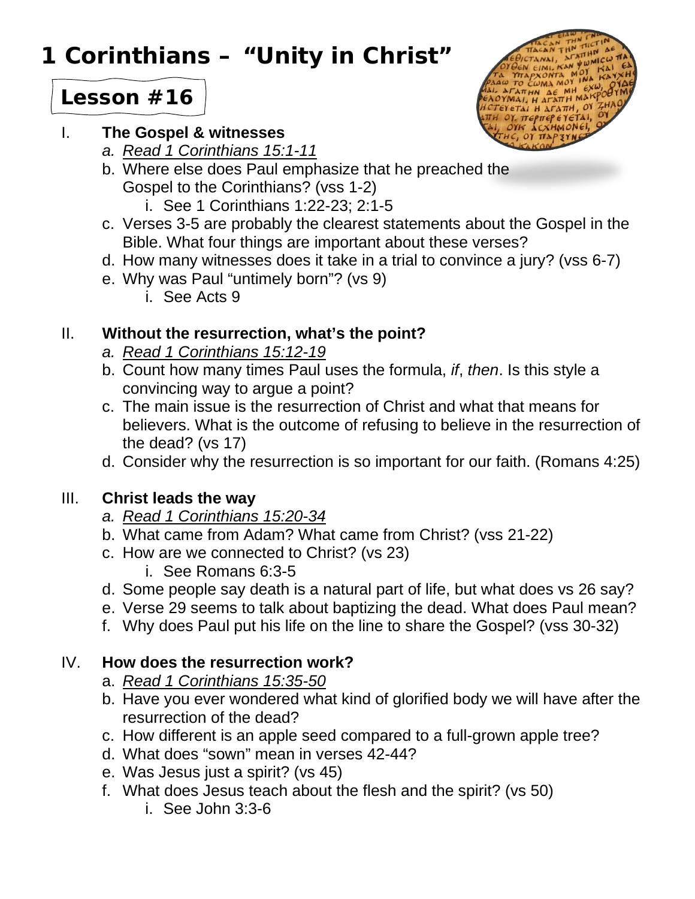# 1 Corinthians – "Unity in Christ"

## Lesson #16

I. **The Gospel & witnesses**
   a. *Read 1 Corinthians 15:1-11*
   b. Where else does Paul emphasize that he preached the Gospel to the Corinthians? (vss 1-2)
      i. See 1 Corinthians 1:22-23; 2:1-5
   c. Verses 3-5 are probably the clearest statements about the Gospel in the Bible. What four things are important about these verses?
   d. How many witnesses does it take in a trial to convince a jury? (vss 6-7)
   e. Why was Paul "untimely born"? (vs 9)
      i. See Acts 9

II. **Without the resurrection, what's the point?**
   a. *Read 1 Corinthians 15:12-19*
   b. Count how many times Paul uses the formula, *if*, *then*. Is this style a convincing way to argue a point?
   c. The main issue is the resurrection of Christ and what that means for believers. What is the outcome of refusing to believe in the resurrection of the dead? (vs 17)
   d. Consider why the resurrection is so important for our faith. (Romans 4:25)

III. **Christ leads the way**
   a. *Read 1 Corinthians 15:20-34*
   b. What came from Adam? What came from Christ? (vss 21-22)
   c. How are we connected to Christ? (vs 23)
      i. See Romans 6:3-5
   d. Some people say death is a natural part of life, but what does vs 26 say?
   e. Verse 29 seems to talk about baptizing the dead. What does Paul mean?
   f. Why does Paul put his life on the line to share the Gospel? (vss 30-32)

IV. **How does the resurrection work?**
   a. *Read 1 Corinthians 15:35-50*
   b. Have you ever wondered what kind of glorified body we will have after the resurrection of the dead?
   c. How different is an apple seed compared to a full-grown apple tree?
   d. What does "sown" mean in verses 42-44?
   e. Was Jesus just a spirit? (vs 45)
   f. What does Jesus teach about the flesh and the spirit? (vs 50)
      i. See John 3:3-6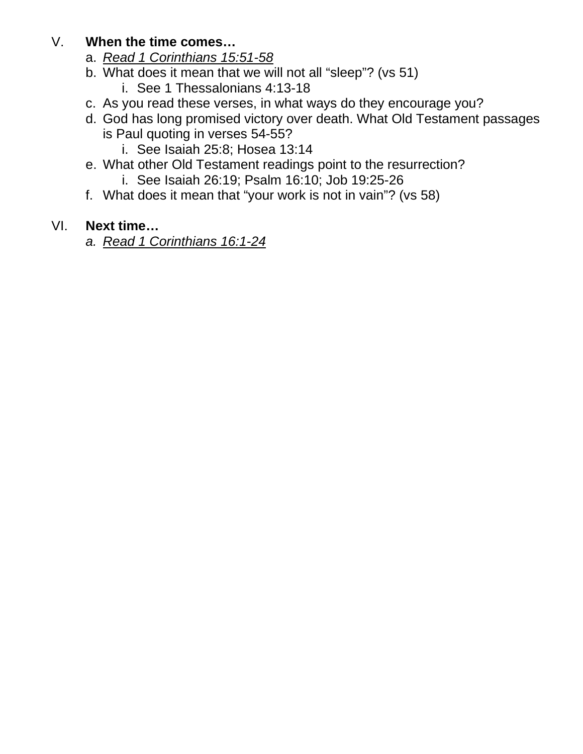V. **When the time comes…**

a. *Read 1 Corinthians 15:51-58*

b. What does it mean that we will not all “sleep”? (vs 51)

   i. See 1 Thessalonians 4:13-18

c. As you read these verses, in what ways do they encourage you?

d. God has long promised victory over death. What Old Testament passages is Paul quoting in verses 54-55?

   i. See Isaiah 25:8; Hosea 13:14

e. What other Old Testament readings point to the resurrection?

   i. See Isaiah 26:19; Psalm 16:10; Job 19:25-26

f. What does it mean that “your work is not in vain”? (vs 58)

VI. **Next time…**

*a. Read 1 Corinthians 16:1-24*